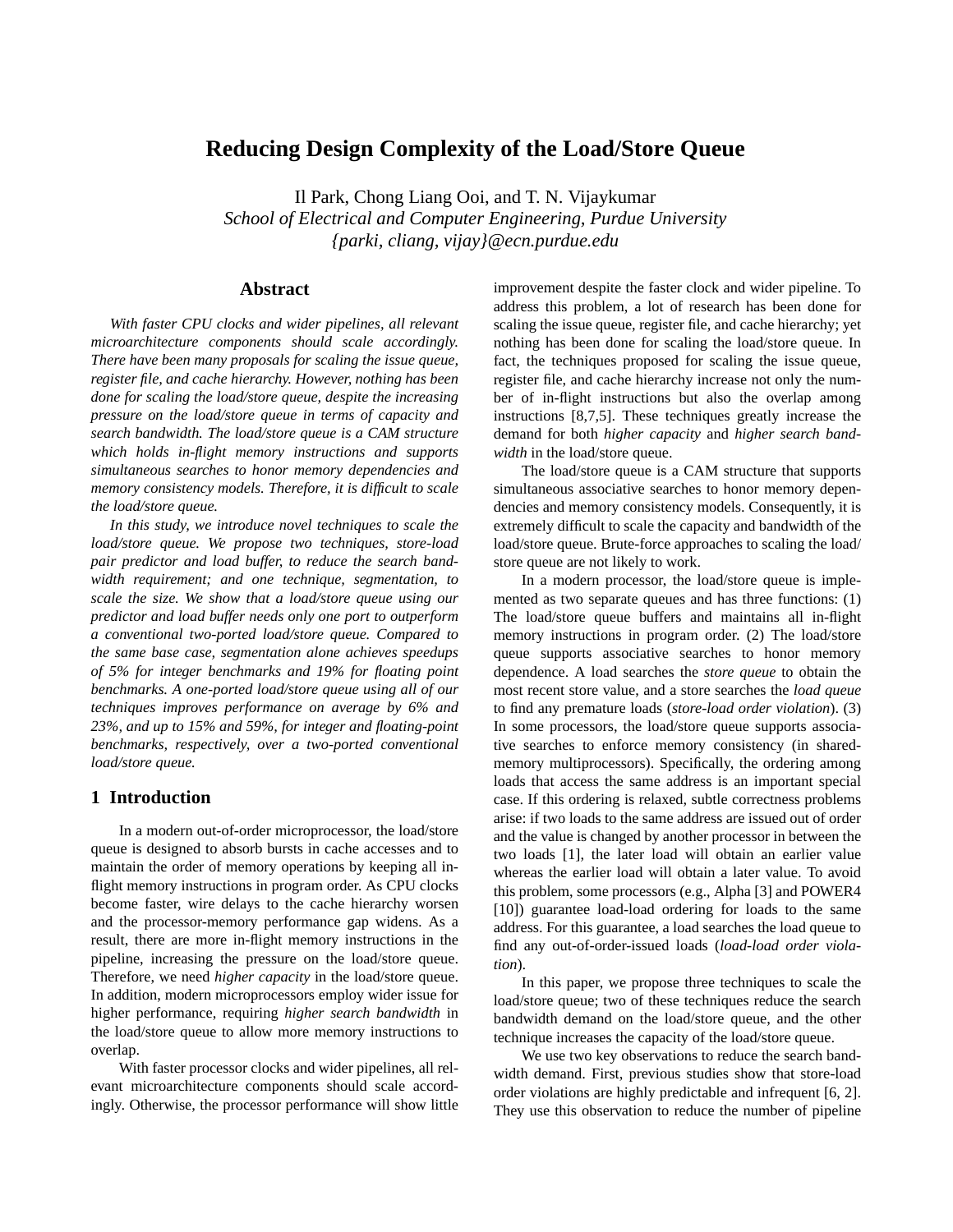# Reducing Design Complexity of the Load/Store Queue

Il Park, Chong Liang Ooi, and T. N. Vijaykumar
*School of Electrical and Computer Engineering, Purdue University*
*{parki, cliang, vijay}@ecn.purdue.edu*

## Abstract

*With faster CPU clocks and wider pipelines, all relevant microarchitecture components should scale accordingly. There have been many proposals for scaling the issue queue, register file, and cache hierarchy. However, nothing has been done for scaling the load/store queue, despite the increasing pressure on the load/store queue in terms of capacity and search bandwidth. The load/store queue is a CAM structure which holds in-flight memory instructions and supports simultaneous searches to honor memory dependencies and memory consistency models. Therefore, it is difficult to scale the load/store queue.*

*In this study, we introduce novel techniques to scale the load/store queue. We propose two techniques, store-load pair predictor and load buffer, to reduce the search bandwidth requirement; and one technique, segmentation, to scale the size. We show that a load/store queue using our predictor and load buffer needs only one port to outperform a conventional two-ported load/store queue. Compared to the same base case, segmentation alone achieves speedups of 5% for integer benchmarks and 19% for floating point benchmarks. A one-ported load/store queue using all of our techniques improves performance on average by 6% and 23%, and up to 15% and 59%, for integer and floating-point benchmarks, respectively, over a two-ported conventional load/store queue.*

## 1 Introduction

In a modern out-of-order microprocessor, the load/store queue is designed to absorb bursts in cache accesses and to maintain the order of memory operations by keeping all in-flight memory instructions in program order. As CPU clocks become faster, wire delays to the cache hierarchy worsen and the processor-memory performance gap widens. As a result, there are more in-flight memory instructions in the pipeline, increasing the pressure on the load/store queue. Therefore, we need *higher capacity* in the load/store queue. In addition, modern microprocessors employ wider issue for higher performance, requiring *higher search bandwidth* in the load/store queue to allow more memory instructions to overlap.

With faster processor clocks and wider pipelines, all relevant microarchitecture components should scale accordingly. Otherwise, the processor performance will show little improvement despite the faster clock and wider pipeline. To address this problem, a lot of research has been done for scaling the issue queue, register file, and cache hierarchy; yet nothing has been done for scaling the load/store queue. In fact, the techniques proposed for scaling the issue queue, register file, and cache hierarchy increase not only the number of in-flight instructions but also the overlap among instructions [8,7,5]. These techniques greatly increase the demand for both *higher capacity* and *higher search bandwidth* in the load/store queue.

The load/store queue is a CAM structure that supports simultaneous associative searches to honor memory dependencies and memory consistency models. Consequently, it is extremely difficult to scale the capacity and bandwidth of the load/store queue. Brute-force approaches to scaling the load/store queue are not likely to work.

In a modern processor, the load/store queue is implemented as two separate queues and has three functions: (1) The load/store queue buffers and maintains all in-flight memory instructions in program order. (2) The load/store queue supports associative searches to honor memory dependence. A load searches the *store queue* to obtain the most recent store value, and a store searches the *load queue* to find any premature loads (*store-load order violation*). (3) In some processors, the load/store queue supports associative searches to enforce memory consistency (in shared-memory multiprocessors). Specifically, the ordering among loads that access the same address is an important special case. If this ordering is relaxed, subtle correctness problems arise: if two loads to the same address are issued out of order and the value is changed by another processor in between the two loads [1], the later load will obtain an earlier value whereas the earlier load will obtain a later value. To avoid this problem, some processors (e.g., Alpha [3] and POWER4 [10]) guarantee load-load ordering for loads to the same address. For this guarantee, a load searches the load queue to find any out-of-order-issued loads (*load-load order violation*).

In this paper, we propose three techniques to scale the load/store queue; two of these techniques reduce the search bandwidth demand on the load/store queue, and the other technique increases the capacity of the load/store queue.

We use two key observations to reduce the search bandwidth demand. First, previous studies show that store-load order violations are highly predictable and infrequent [6, 2]. They use this observation to reduce the number of pipeline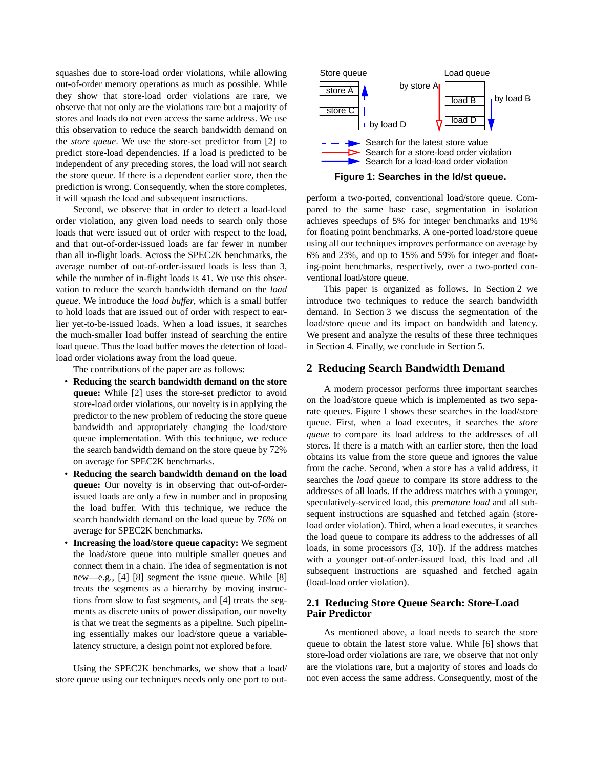squashes due to store-load order violations, while allowing out-of-order memory operations as much as possible. While they show that store-load order violations are rare, we observe that not only are the violations rare but a majority of stores and loads do not even access the same address. We use this observation to reduce the search bandwidth demand on the *store queue*. We use the store-set predictor from [2] to predict store-load dependencies. If a load is predicted to be independent of any preceding stores, the load will not search the store queue. If there is a dependent earlier store, then the prediction is wrong. Consequently, when the store completes, it will squash the load and subsequent instructions.

Second, we observe that in order to detect a load-load order violation, any given load needs to search only those loads that were issued out of order with respect to the load, and that out-of-order-issued loads are far fewer in number than all in-flight loads. Across the SPEC2K benchmarks, the average number of out-of-order-issued loads is less than 3, while the number of in-flight loads is 41. We use this observation to reduce the search bandwidth demand on the *load queue*. We introduce the *load buffer*, which is a small buffer to hold loads that are issued out of order with respect to earlier yet-to-be-issued loads. When a load issues, it searches the much-smaller load buffer instead of searching the entire load queue. Thus the load buffer moves the detection of load-load order violations away from the load queue.

The contributions of the paper are as follows:

- **Reducing the search bandwidth demand on the store queue:** While [2] uses the store-set predictor to avoid store-load order violations, our novelty is in applying the predictor to the new problem of reducing the store queue bandwidth and appropriately changing the load/store queue implementation. With this technique, we reduce the search bandwidth demand on the store queue by 72% on average for SPEC2K benchmarks.
- **Reducing the search bandwidth demand on the load queue:** Our novelty is in observing that out-of-order-issued loads are only a few in number and in proposing the load buffer. With this technique, we reduce the search bandwidth demand on the load queue by 76% on average for SPEC2K benchmarks.
- **Increasing the load/store queue capacity:** We segment the load/store queue into multiple smaller queues and connect them in a chain. The idea of segmentation is not new—e.g., [4] [8] segment the issue queue. While [8] treats the segments as a hierarchy by moving instructions from slow to fast segments, and [4] treats the segments as discrete units of power dissipation, our novelty is that we treat the segments as a pipeline. Such pipelining essentially makes our load/store queue a variable-latency structure, a design point not explored before.

Using the SPEC2K benchmarks, we show that a load/store queue using our techniques needs only one port to outperform a two-ported, conventional load/store queue. Compared to the same base case, segmentation in isolation achieves speedups of 5% for integer benchmarks and 19% for floating point benchmarks. A one-ported load/store queue using all our techniques improves performance on average by 6% and 23%, and up to 15% and 59% for integer and floating-point benchmarks, respectively, over a two-ported conventional load/store queue.

Store queue | Load queue

store A | by store A | load B | by load B

store C | by load D | load D

Search for the latest store value
Search for a store-load order violation
Search for a load-load order violation

**Figure 1: Searches in the ld/st queue.**

This paper is organized as follows. In Section 2 we introduce two techniques to reduce the search bandwidth demand. In Section 3 we discuss the segmentation of the load/store queue and its impact on bandwidth and latency. We present and analyze the results of these three techniques in Section 4. Finally, we conclude in Section 5.

## 2 Reducing Search Bandwidth Demand

A modern processor performs three important searches on the load/store queue which is implemented as two separate queues. Figure 1 shows these searches in the load/store queue. First, when a load executes, it searches the *store queue* to compare its load address to the addresses of all stores. If there is a match with an earlier store, then the load obtains its value from the store queue and ignores the value from the cache. Second, when a store has a valid address, it searches the *load queue* to compare its store address to the addresses of all loads. If the address matches with a younger, speculatively-serviced load, this *premature load* and all subsequent instructions are squashed and fetched again (store-load order violation). Third, when a load executes, it searches the load queue to compare its address to the addresses of all loads, in some processors ([3, 10]). If the address matches with a younger out-of-order-issued load, this load and all subsequent instructions are squashed and fetched again (load-load order violation).

### 2.1 Reducing Store Queue Search: Store-Load Pair Predictor

As mentioned above, a load needs to search the store queue to obtain the latest store value. While [6] shows that store-load order violations are rare, we observe that not only are the violations rare, but a majority of stores and loads do not even access the same address. Consequently, most of the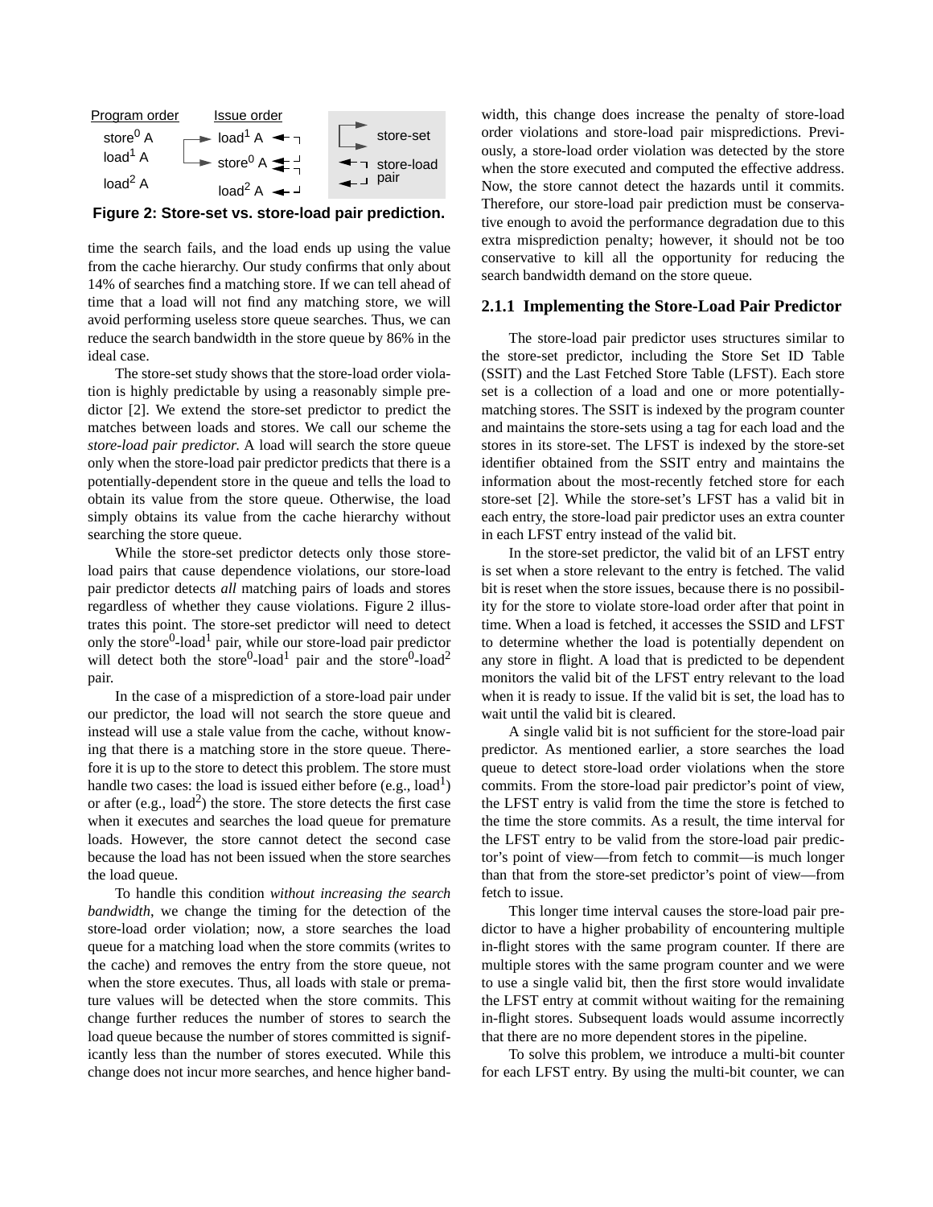Program order

store$^0$ A

load$^1$ A

load$^2$ A

Issue order

load$^1$ A

store$^0$ A

load$^2$ A

store-set

store-load pair

**Figure 2: Store-set vs. store-load pair prediction.**

time the search fails, and the load ends up using the value from the cache hierarchy. Our study confirms that only about 14% of searches find a matching store. If we can tell ahead of time that a load will not find any matching store, we will avoid performing useless store queue searches. Thus, we can reduce the search bandwidth in the store queue by 86% in the ideal case.

The store-set study shows that the store-load order violation is highly predictable by using a reasonably simple predictor [2]. We extend the store-set predictor to predict the matches between loads and stores. We call our scheme the *store-load pair predictor*. A load will search the store queue only when the store-load pair predictor predicts that there is a potentially-dependent store in the queue and tells the load to obtain its value from the store queue. Otherwise, the load simply obtains its value from the cache hierarchy without searching the store queue.

While the store-set predictor detects only those store-load pairs that cause dependence violations, our store-load pair predictor detects *all* matching pairs of loads and stores regardless of whether they cause violations. Figure 2 illustrates this point. The store-set predictor will need to detect only the store$^0$-load$^1$ pair, while our store-load pair predictor will detect both the store$^0$-load$^1$ pair and the store$^0$-load$^2$ pair.

In the case of a misprediction of a store-load pair under our predictor, the load will not search the store queue and instead will use a stale value from the cache, without knowing that there is a matching store in the store queue. Therefore it is up to the store to detect this problem. The store must handle two cases: the load is issued either before (e.g., load$^1$) or after (e.g., load$^2$) the store. The store detects the first case when it executes and searches the load queue for premature loads. However, the store cannot detect the second case because the load has not been issued when the store searches the load queue.

To handle this condition *without increasing the search bandwidth*, we change the timing for the detection of the store-load order violation; now, a store searches the load queue for a matching load when the store commits (writes to the cache) and removes the entry from the store queue, not when the store executes. Thus, all loads with stale or premature values will be detected when the store commits. This change further reduces the number of stores to search the load queue because the number of stores committed is significantly less than the number of stores executed. While this change does not incur more searches, and hence higher bandwidth, this change does increase the penalty of store-load order violations and store-load pair mispredictions. Previously, a store-load order violation was detected by the store when the store executed and computed the effective address. Now, the store cannot detect the hazards until it commits. Therefore, our store-load pair prediction must be conservative enough to avoid the performance degradation due to this extra misprediction penalty; however, it should not be too conservative to kill all the opportunity for reducing the search bandwidth demand on the store queue.

### 2.1.1 Implementing the Store-Load Pair Predictor

The store-load pair predictor uses structures similar to the store-set predictor, including the Store Set ID Table (SSIT) and the Last Fetched Store Table (LFST). Each store set is a collection of a load and one or more potentially-matching stores. The SSIT is indexed by the program counter and maintains the store-sets using a tag for each load and the stores in its store-set. The LFST is indexed by the store-set identifier obtained from the SSIT entry and maintains the information about the most-recently fetched store for each store-set [2]. While the store-set's LFST has a valid bit in each entry, the store-load pair predictor uses an extra counter in each LFST entry instead of the valid bit.

In the store-set predictor, the valid bit of an LFST entry is set when a store relevant to the entry is fetched. The valid bit is reset when the store issues, because there is no possibility for the store to violate store-load order after that point in time. When a load is fetched, it accesses the SSID and LFST to determine whether the load is potentially dependent on any store in flight. A load that is predicted to be dependent monitors the valid bit of the LFST entry relevant to the load when it is ready to issue. If the valid bit is set, the load has to wait until the valid bit is cleared.

A single valid bit is not sufficient for the store-load pair predictor. As mentioned earlier, a store searches the load queue to detect store-load order violations when the store commits. From the store-load pair predictor's point of view, the LFST entry is valid from the time the store is fetched to the time the store commits. As a result, the time interval for the LFST entry to be valid from the store-load pair predictor's point of view—from fetch to commit—is much longer than that from the store-set predictor's point of view—from fetch to issue.

This longer time interval causes the store-load pair predictor to have a higher probability of encountering multiple in-flight stores with the same program counter. If there are multiple stores with the same program counter and we were to use a single valid bit, then the first store would invalidate the LFST entry at commit without waiting for the remaining in-flight stores. Subsequent loads would assume incorrectly that there are no more dependent stores in the pipeline.

To solve this problem, we introduce a multi-bit counter for each LFST entry. By using the multi-bit counter, we can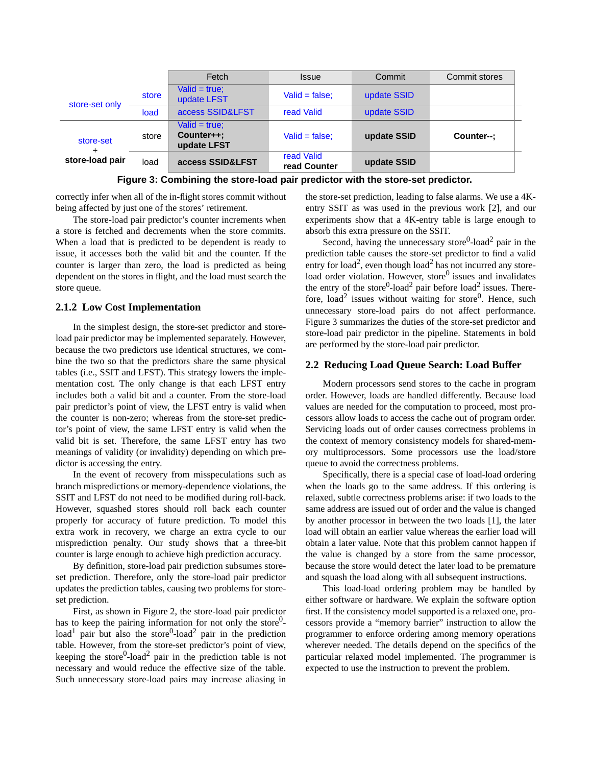| | | Fetch | Issue | Commit | Commit stores |
|---|---|---|---|---|---|
| store-set only | store | Valid = true; update LFST | Valid = false; | update SSID | |
| | load | access SSID&LFST | read Valid | update SSID | |
| store-set + **store-load pair** | store | Valid = true; **Counter++;** **update LFST** | Valid = false; | **update SSID** | **Counter--;** |
| | load | **access SSID&LFST** | read Valid **read Counter** | **update SSID** | |

**Figure 3: Combining the store-load pair predictor with the store-set predictor.**

correctly infer when all of the in-flight stores commit without being affected by just one of the stores' retirement.

The store-load pair predictor's counter increments when a store is fetched and decrements when the store commits. When a load that is predicted to be dependent is ready to issue, it accesses both the valid bit and the counter. If the counter is larger than zero, the load is predicted as being dependent on the stores in flight, and the load must search the store queue.

### 2.1.2 Low Cost Implementation

In the simplest design, the store-set predictor and store-load pair predictor may be implemented separately. However, because the two predictors use identical structures, we combine the two so that the predictors share the same physical tables (i.e., SSIT and LFST). This strategy lowers the implementation cost. The only change is that each LFST entry includes both a valid bit and a counter. From the store-load pair predictor's point of view, the LFST entry is valid when the counter is non-zero; whereas from the store-set predictor's point of view, the same LFST entry is valid when the valid bit is set. Therefore, the same LFST entry has two meanings of validity (or invalidity) depending on which predictor is accessing the entry.

In the event of recovery from misspeculations such as branch mispredictions or memory-dependence violations, the SSIT and LFST do not need to be modified during roll-back. However, squashed stores should roll back each counter properly for accuracy of future prediction. To model this extra work in recovery, we charge an extra cycle to our misprediction penalty. Our study shows that a three-bit counter is large enough to achieve high prediction accuracy.

By definition, store-load pair prediction subsumes store-set prediction. Therefore, only the store-load pair predictor updates the prediction tables, causing two problems for store-set prediction.

First, as shown in Figure 2, the store-load pair predictor has to keep the pairing information for not only the store$^0$-load$^1$ pair but also the store$^0$-load$^2$ pair in the prediction table. However, from the store-set predictor's point of view, keeping the store$^0$-load$^2$ pair in the prediction table is not necessary and would reduce the effective size of the table. Such unnecessary store-load pairs may increase aliasing in the store-set prediction, leading to false alarms. We use a 4K-entry SSIT as was used in the previous work [2], and our experiments show that a 4K-entry table is large enough to absorb this extra pressure on the SSIT.

Second, having the unnecessary store$^0$-load$^2$ pair in the prediction table causes the store-set predictor to find a valid entry for load$^2$, even though load$^2$ has not incurred any store-load order violation. However, store$^0$ issues and invalidates the entry of the store$^0$-load$^2$ pair before load$^2$ issues. Therefore, load$^2$ issues without waiting for store$^0$. Hence, such unnecessary store-load pairs do not affect performance. Figure 3 summarizes the duties of the store-set predictor and store-load pair predictor in the pipeline. Statements in bold are performed by the store-load pair predictor.

## 2.2 Reducing Load Queue Search: Load Buffer

Modern processors send stores to the cache in program order. However, loads are handled differently. Because load values are needed for the computation to proceed, most processors allow loads to access the cache out of program order. Servicing loads out of order causes correctness problems in the context of memory consistency models for shared-memory multiprocessors. Some processors use the load/store queue to avoid the correctness problems.

Specifically, there is a special case of load-load ordering when the loads go to the same address. If this ordering is relaxed, subtle correctness problems arise: if two loads to the same address are issued out of order and the value is changed by another processor in between the two loads [1], the later load will obtain an earlier value whereas the earlier load will obtain a later value. Note that this problem cannot happen if the value is changed by a store from the same processor, because the store would detect the later load to be premature and squash the load along with all subsequent instructions.

This load-load ordering problem may be handled by either software or hardware. We explain the software option first. If the consistency model supported is a relaxed one, processors provide a "memory barrier" instruction to allow the programmer to enforce ordering among memory operations wherever needed. The details depend on the specifics of the particular relaxed model implemented. The programmer is expected to use the instruction to prevent the problem.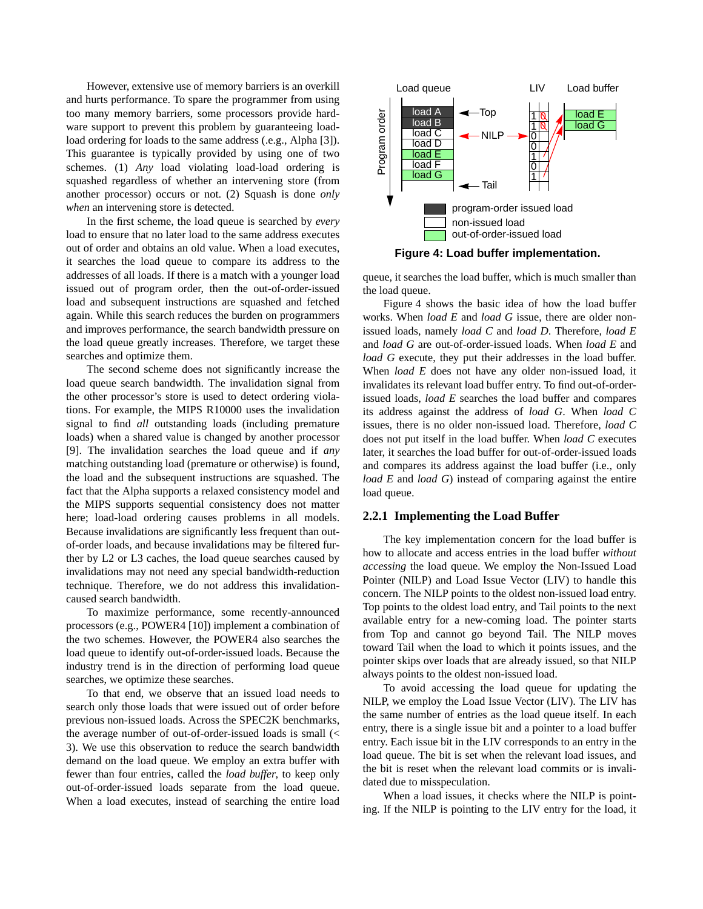However, extensive use of memory barriers is an overkill and hurts performance. To spare the programmer from using too many memory barriers, some processors provide hardware support to prevent this problem by guaranteeing load-load ordering for loads to the same address (e.g., Alpha [3]). This guarantee is typically provided by using one of two schemes. (1) *Any* load violating load-load ordering is squashed regardless of whether an intervening store (from another processor) occurs or not. (2) Squash is done *only when* an intervening store is detected.

In the first scheme, the load queue is searched by *every* load to ensure that no later load to the same address executes out of order and obtains an old value. When a load executes, it searches the load queue to compare its address to the addresses of all loads. If there is a match with a younger load issued out of program order, then the out-of-order-issued load and subsequent instructions are squashed and fetched again. While this search reduces the burden on programmers and improves performance, the search bandwidth pressure on the load queue greatly increases. Therefore, we target these searches and optimize them.

The second scheme does not significantly increase the load queue search bandwidth. The invalidation signal from the other processor's store is used to detect ordering violations. For example, the MIPS R10000 uses the invalidation signal to find *all* outstanding loads (including premature loads) when a shared value is changed by another processor [9]. The invalidation searches the load queue and if *any* matching outstanding load (premature or otherwise) is found, the load and the subsequent instructions are squashed. The fact that the Alpha supports a relaxed consistency model and the MIPS supports sequential consistency does not matter here; load-load ordering causes problems in all models. Because invalidations are significantly less frequent than out-of-order loads, and because invalidations may be filtered further by L2 or L3 caches, the load queue searches caused by invalidations may not need any special bandwidth-reduction technique. Therefore, we do not address this invalidation-caused search bandwidth.

To maximize performance, some recently-announced processors (e.g., POWER4 [10]) implement a combination of the two schemes. However, the POWER4 also searches the load queue to identify out-of-order-issued loads. Because the industry trend is in the direction of performing load queue searches, we optimize these searches.

To that end, we observe that an issued load needs to search only those loads that were issued out of order before previous non-issued loads. Across the SPEC2K benchmarks, the average number of out-of-order-issued loads is small (< 3). We use this observation to reduce the search bandwidth demand on the load queue. We employ an extra buffer with fewer than four entries, called the *load buffer*, to keep only out-of-order-issued loads separate from the load queue. When a load executes, instead of searching the entire load queue, it searches the load buffer, which is much smaller than the load queue.

Load queue

LIV

Load buffer

Program order

load A
load B
load C
load D
load E
load F
load G

Top

NILP

Tail

load E
load G

program-order issued load
non-issued load
out-of-order-issued load

**Figure 4: Load buffer implementation.**

Figure 4 shows the basic idea of how the load buffer works. When *load E* and *load G* issue, there are older non-issued loads, namely *load C* and *load D*. Therefore, *load E* and *load G* are out-of-order-issued loads. When *load E* and *load G* execute, they put their addresses in the load buffer. When *load E* does not have any older non-issued load, it invalidates its relevant load buffer entry. To find out-of-order-issued loads, *load E* searches the load buffer and compares its address against the address of *load G*. When *load C* issues, there is no older non-issued load. Therefore, *load C* does not put itself in the load buffer. When *load C* executes later, it searches the load buffer for out-of-order-issued loads and compares its address against the load buffer (i.e., only *load E* and *load G*) instead of comparing against the entire load queue.

### 2.2.1 Implementing the Load Buffer

The key implementation concern for the load buffer is how to allocate and access entries in the load buffer *without accessing* the load queue. We employ the Non-Issued Load Pointer (NILP) and Load Issue Vector (LIV) to handle this concern. The NILP points to the oldest non-issued load entry. Top points to the oldest load entry, and Tail points to the next available entry for a new-coming load. The pointer starts from Top and cannot go beyond Tail. The NILP moves toward Tail when the load to which it points issues, and the pointer skips over loads that are already issued, so that NILP always points to the oldest non-issued load.

To avoid accessing the load queue for updating the NILP, we employ the Load Issue Vector (LIV). The LIV has the same number of entries as the load queue itself. In each entry, there is a single issue bit and a pointer to a load buffer entry. Each issue bit in the LIV corresponds to an entry in the load queue. The bit is set when the relevant load issues, and the bit is reset when the relevant load commits or is invalidated due to misspeculation.

When a load issues, it checks where the NILP is pointing. If the NILP is pointing to the LIV entry for the load, it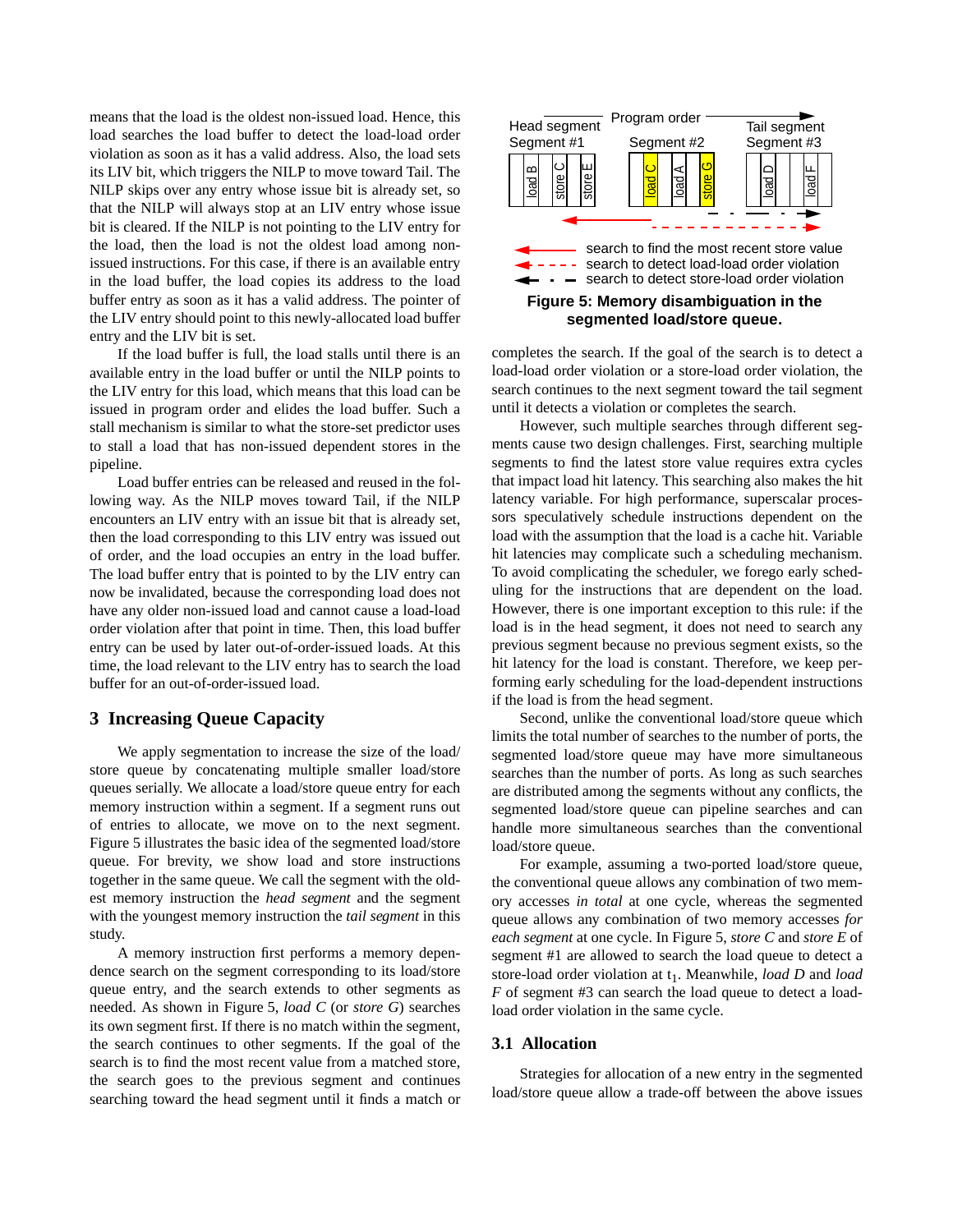means that the load is the oldest non-issued load. Hence, this load searches the load buffer to detect the load-load order violation as soon as it has a valid address. Also, the load sets its LIV bit, which triggers the NILP to move toward Tail. The NILP skips over any entry whose issue bit is already set, so that the NILP will always stop at an LIV entry whose issue bit is cleared. If the NILP is not pointing to the LIV entry for the load, then the load is not the oldest load among non-issued instructions. For this case, if there is an available entry in the load buffer, the load copies its address to the load buffer entry as soon as it has a valid address. The pointer of the LIV entry should point to this newly-allocated load buffer entry and the LIV bit is set.

If the load buffer is full, the load stalls until there is an available entry in the load buffer or until the NILP points to the LIV entry for this load, which means that this load can be issued in program order and elides the load buffer. Such a stall mechanism is similar to what the store-set predictor uses to stall a load that has non-issued dependent stores in the pipeline.

Load buffer entries can be released and reused in the following way. As the NILP moves toward Tail, if the NILP encounters an LIV entry with an issue bit that is already set, then the load corresponding to this LIV entry was issued out of order, and the load occupies an entry in the load buffer. The load buffer entry that is pointed to by the LIV entry can now be invalidated, because the corresponding load does not have any older non-issued load and cannot cause a load-load order violation after that point in time. Then, this load buffer entry can be used by later out-of-order-issued loads. At this time, the load relevant to the LIV entry has to search the load buffer for an out-of-order-issued load.

## 3 Increasing Queue Capacity

We apply segmentation to increase the size of the load/store queue by concatenating multiple smaller load/store queues serially. We allocate a load/store queue entry for each memory instruction within a segment. If a segment runs out of entries to allocate, we move on to the next segment. Figure 5 illustrates the basic idea of the segmented load/store queue. For brevity, we show load and store instructions together in the same queue. We call the segment with the oldest memory instruction the *head segment* and the segment with the youngest memory instruction the *tail segment* in this study.

A memory instruction first performs a memory dependence search on the segment corresponding to its load/store queue entry, and the search extends to other segments as needed. As shown in Figure 5, *load C* (or *store G*) searches its own segment first. If there is no match within the segment, the search continues to other segments. If the goal of the search is to find the most recent value from a matched store, the search goes to the previous segment and continues searching toward the head segment until it finds a match or completes the search. If the goal of the search is to detect a load-load order violation or a store-load order violation, the search continues to the next segment toward the tail segment until it detects a violation or completes the search.

Head segment Segment #1 — Program order → Tail segment Segment #3; Segment #2

load B, store C, store E | load C, load A, store G | load D, load F

search to find the most recent store value
search to detect load-load order violation
search to detect store-load order violation

**Figure 5: Memory disambiguation in the segmented load/store queue.**

However, such multiple searches through different segments cause two design challenges. First, searching multiple segments to find the latest store value requires extra cycles that impact load hit latency. This searching also makes the hit latency variable. For high performance, superscalar processors speculatively schedule instructions dependent on the load with the assumption that the load is a cache hit. Variable hit latencies may complicate such a scheduling mechanism. To avoid complicating the scheduler, we forego early scheduling for the instructions that are dependent on the load. However, there is one important exception to this rule: if the load is in the head segment, it does not need to search any previous segment because no previous segment exists, so the hit latency for the load is constant. Therefore, we keep performing early scheduling for the load-dependent instructions if the load is from the head segment.

Second, unlike the conventional load/store queue which limits the total number of searches to the number of ports, the segmented load/store queue may have more simultaneous searches than the number of ports. As long as such searches are distributed among the segments without any conflicts, the segmented load/store queue can pipeline searches and can handle more simultaneous searches than the conventional load/store queue.

For example, assuming a two-ported load/store queue, the conventional queue allows any combination of two memory accesses *in total* at one cycle, whereas the segmented queue allows any combination of two memory accesses *for each segment* at one cycle. In Figure 5, *store C* and *store E* of segment #1 are allowed to search the load queue to detect a store-load order violation at $t_1$. Meanwhile, *load D* and *load F* of segment #3 can search the load queue to detect a load-load order violation in the same cycle.

### 3.1 Allocation

Strategies for allocation of a new entry in the segmented load/store queue allow a trade-off between the above issues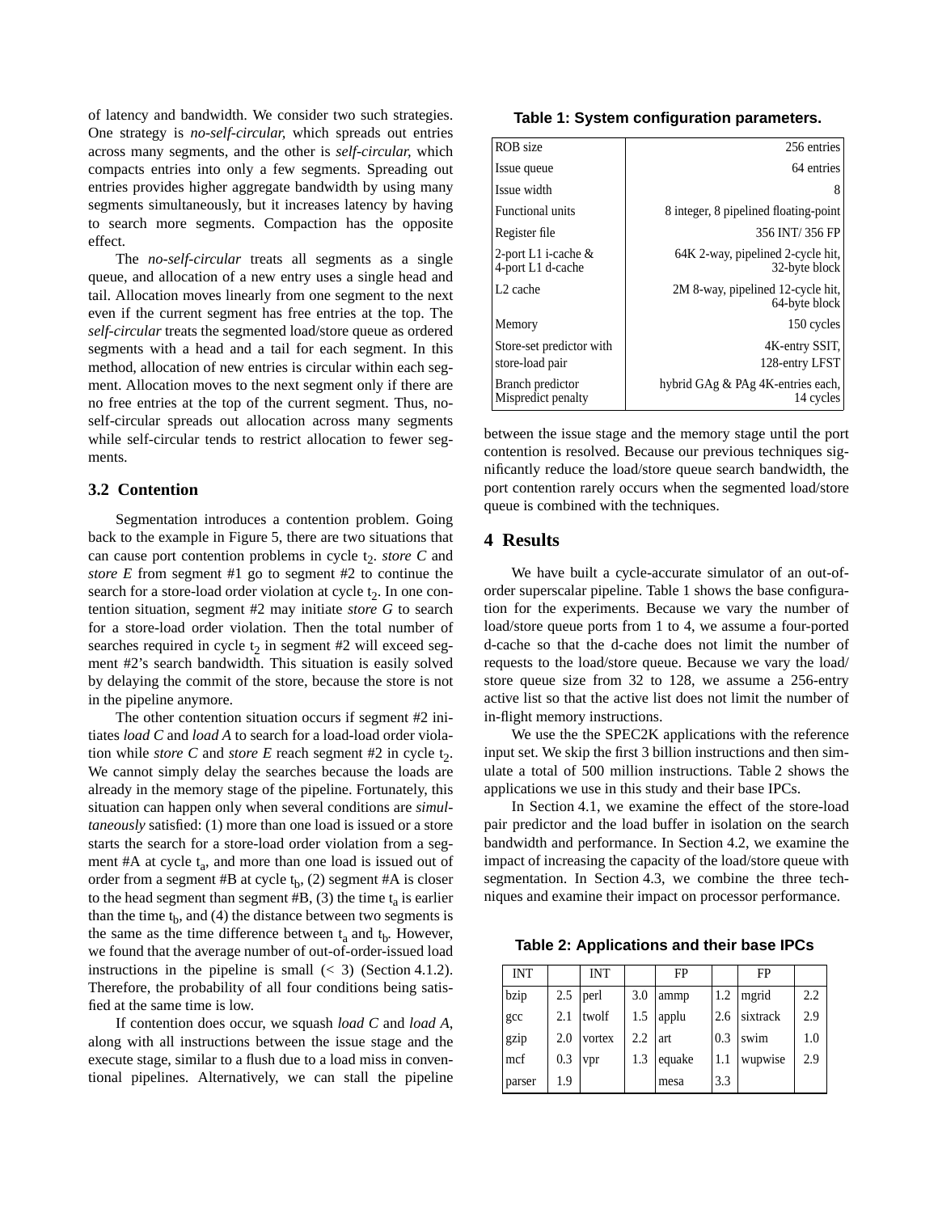of latency and bandwidth. We consider two such strategies. One strategy is *no-self-circular,* which spreads out entries across many segments, and the other is *self-circular,* which compacts entries into only a few segments. Spreading out entries provides higher aggregate bandwidth by using many segments simultaneously, but it increases latency by having to search more segments. Compaction has the opposite effect.

The *no-self-circular* treats all segments as a single queue, and allocation of a new entry uses a single head and tail. Allocation moves linearly from one segment to the next even if the current segment has free entries at the top. The *self-circular* treats the segmented load/store queue as ordered segments with a head and a tail for each segment. In this method, allocation of new entries is circular within each segment. Allocation moves to the next segment only if there are no free entries at the top of the current segment. Thus, no-self-circular spreads out allocation across many segments while self-circular tends to restrict allocation to fewer segments.

### 3.2 Contention

Segmentation introduces a contention problem. Going back to the example in Figure 5, there are two situations that can cause port contention problems in cycle $t_2$. *store C* and *store E* from segment #1 go to segment #2 to continue the search for a store-load order violation at cycle $t_2$. In one contention situation, segment #2 may initiate *store G* to search for a store-load order violation. Then the total number of searches required in cycle $t_2$ in segment #2 will exceed segment #2's search bandwidth. This situation is easily solved by delaying the commit of the store, because the store is not in the pipeline anymore.

The other contention situation occurs if segment #2 initiates *load C* and *load A* to search for a load-load order violation while *store C* and *store E* reach segment #2 in cycle $t_2$. We cannot simply delay the searches because the loads are already in the memory stage of the pipeline. Fortunately, this situation can happen only when several conditions are *simultaneously* satisfied: (1) more than one load is issued or a store starts the search for a store-load order violation from a segment #A at cycle $t_a$, and more than one load is issued out of order from a segment #B at cycle $t_b$, (2) segment #A is closer to the head segment than segment #B, (3) the time $t_a$ is earlier than the time $t_b$, and (4) the distance between two segments is the same as the time difference between $t_a$ and $t_b$. However, we found that the average number of out-of-order-issued load instructions in the pipeline is small (< 3) (Section 4.1.2). Therefore, the probability of all four conditions being satisfied at the same time is low.

If contention does occur, we squash *load C* and *load A*, along with all instructions between the issue stage and the execute stage, similar to a flush due to a load miss in conventional pipelines. Alternatively, we can stall the pipeline between the issue stage and the memory stage until the port contention is resolved. Because our previous techniques significantly reduce the load/store queue search bandwidth, the port contention rarely occurs when the segmented load/store queue is combined with the techniques.

**Table 1: System configuration parameters.**

| | |
|---|---|
| ROB size | 256 entries |
| Issue queue | 64 entries |
| Issue width | 8 |
| Functional units | 8 integer, 8 pipelined floating-point |
| Register file | 356 INT/ 356 FP |
| 2-port L1 i-cache & 4-port L1 d-cache | 64K 2-way, pipelined 2-cycle hit, 32-byte block |
| L2 cache | 2M 8-way, pipelined 12-cycle hit, 64-byte block |
| Memory | 150 cycles |
| Store-set predictor with store-load pair | 4K-entry SSIT, 128-entry LFST |
| Branch predictor Mispredict penalty | hybrid GAg & PAg 4K-entries each, 14 cycles |

## 4 Results

We have built a cycle-accurate simulator of an out-of-order superscalar pipeline. Table 1 shows the base configuration for the experiments. Because we vary the number of load/store queue ports from 1 to 4, we assume a four-ported d-cache so that the d-cache does not limit the number of requests to the load/store queue. Because we vary the load/store queue size from 32 to 128, we assume a 256-entry active list so that the active list does not limit the number of in-flight memory instructions.

We use the the SPEC2K applications with the reference input set. We skip the first 3 billion instructions and then simulate a total of 500 million instructions. Table 2 shows the applications we use in this study and their base IPCs.

In Section 4.1, we examine the effect of the store-load pair predictor and the load buffer in isolation on the search bandwidth and performance. In Section 4.2, we examine the impact of increasing the capacity of the load/store queue with segmentation. In Section 4.3, we combine the three techniques and examine their impact on processor performance.

**Table 2: Applications and their base IPCs**

| INT | | INT | | FP | | FP | |
|---|---|---|---|---|---|---|---|
| bzip | 2.5 | perl | 3.0 | ammp | 1.2 | mgrid | 2.2 |
| gcc | 2.1 | twolf | 1.5 | applu | 2.6 | sixtrack | 2.9 |
| gzip | 2.0 | vortex | 2.2 | art | 0.3 | swim | 1.0 |
| mcf | 0.3 | vpr | 1.3 | equake | 1.1 | wupwise | 2.9 |
| parser | 1.9 | | | mesa | 3.3 | | |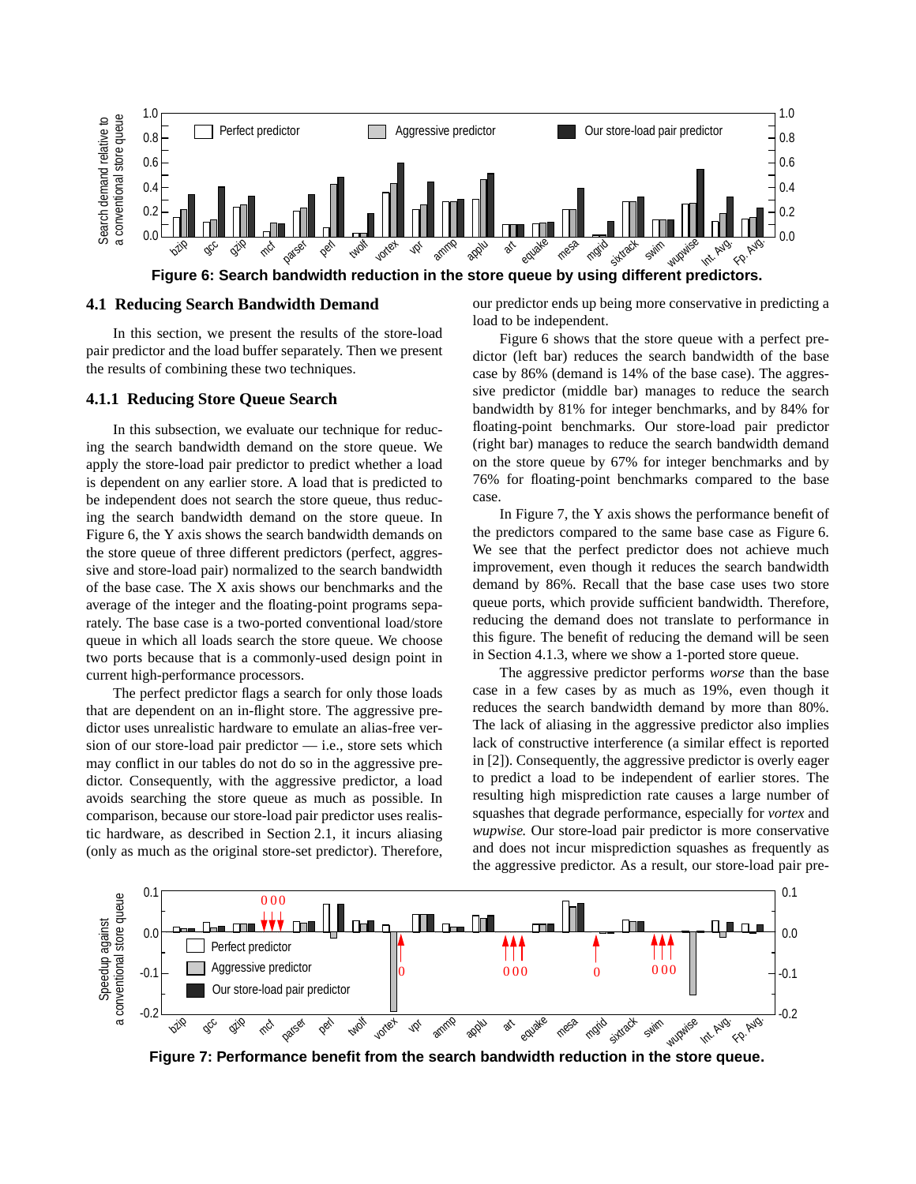Figure 6: Search bandwidth reduction in the store queue by using different predictors.

### 4.1 Reducing Search Bandwidth Demand

In this section, we present the results of the store-load pair predictor and the load buffer separately. Then we present the results of combining these two techniques.

#### 4.1.1 Reducing Store Queue Search

In this subsection, we evaluate our technique for reducing the search bandwidth demand on the store queue. We apply the store-load pair predictor to predict whether a load is dependent on any earlier store. A load that is predicted to be independent does not search the store queue, thus reducing the search bandwidth demand on the store queue. In Figure 6, the Y axis shows the search bandwidth demands on the store queue of three different predictors (perfect, aggressive and store-load pair) normalized to the search bandwidth of the base case. The X axis shows our benchmarks and the average of the integer and the floating-point programs separately. The base case is a two-ported conventional load/store queue in which all loads search the store queue. We choose two ports because that is a commonly-used design point in current high-performance processors.

The perfect predictor flags a search for only those loads that are dependent on an in-flight store. The aggressive predictor uses unrealistic hardware to emulate an alias-free version of our store-load pair predictor — i.e., store sets which may conflict in our tables do not do so in the aggressive predictor. Consequently, with the aggressive predictor, a load avoids searching the store queue as much as possible. In comparison, because our store-load pair predictor uses realistic hardware, as described in Section 2.1, it incurs aliasing (only as much as the original store-set predictor). Therefore, our predictor ends up being more conservative in predicting a load to be independent.

Figure 6 shows that the store queue with a perfect predictor (left bar) reduces the search bandwidth of the base case by 86% (demand is 14% of the base case). The aggressive predictor (middle bar) manages to reduce the search bandwidth by 81% for integer benchmarks, and by 84% for floating-point benchmarks. Our store-load pair predictor (right bar) manages to reduce the search bandwidth demand on the store queue by 67% for integer benchmarks and by 76% for floating-point benchmarks compared to the base case.

In Figure 7, the Y axis shows the performance benefit of the predictors compared to the same base case as Figure 6. We see that the perfect predictor does not achieve much improvement, even though it reduces the search bandwidth demand by 86%. Recall that the base case uses two store queue ports, which provide sufficient bandwidth. Therefore, reducing the demand does not translate to performance in this figure. The benefit of reducing the demand will be seen in Section 4.1.3, where we show a 1-ported store queue.

The aggressive predictor performs *worse* than the base case in a few cases by as much as 19%, even though it reduces the search bandwidth demand by more than 80%. The lack of aliasing in the aggressive predictor also implies lack of constructive interference (a similar effect is reported in [2]). Consequently, the aggressive predictor is overly eager to predict a load to be independent of earlier stores. The resulting high misprediction rate causes a large number of squashes that degrade performance, especially for *vortex* and *wupwise*. Our store-load pair predictor is more conservative and does not incur misprediction squashes as frequently as the aggressive predictor. As a result, our store-load pair pre-

Figure 7: Performance benefit from the search bandwidth reduction in the store queue.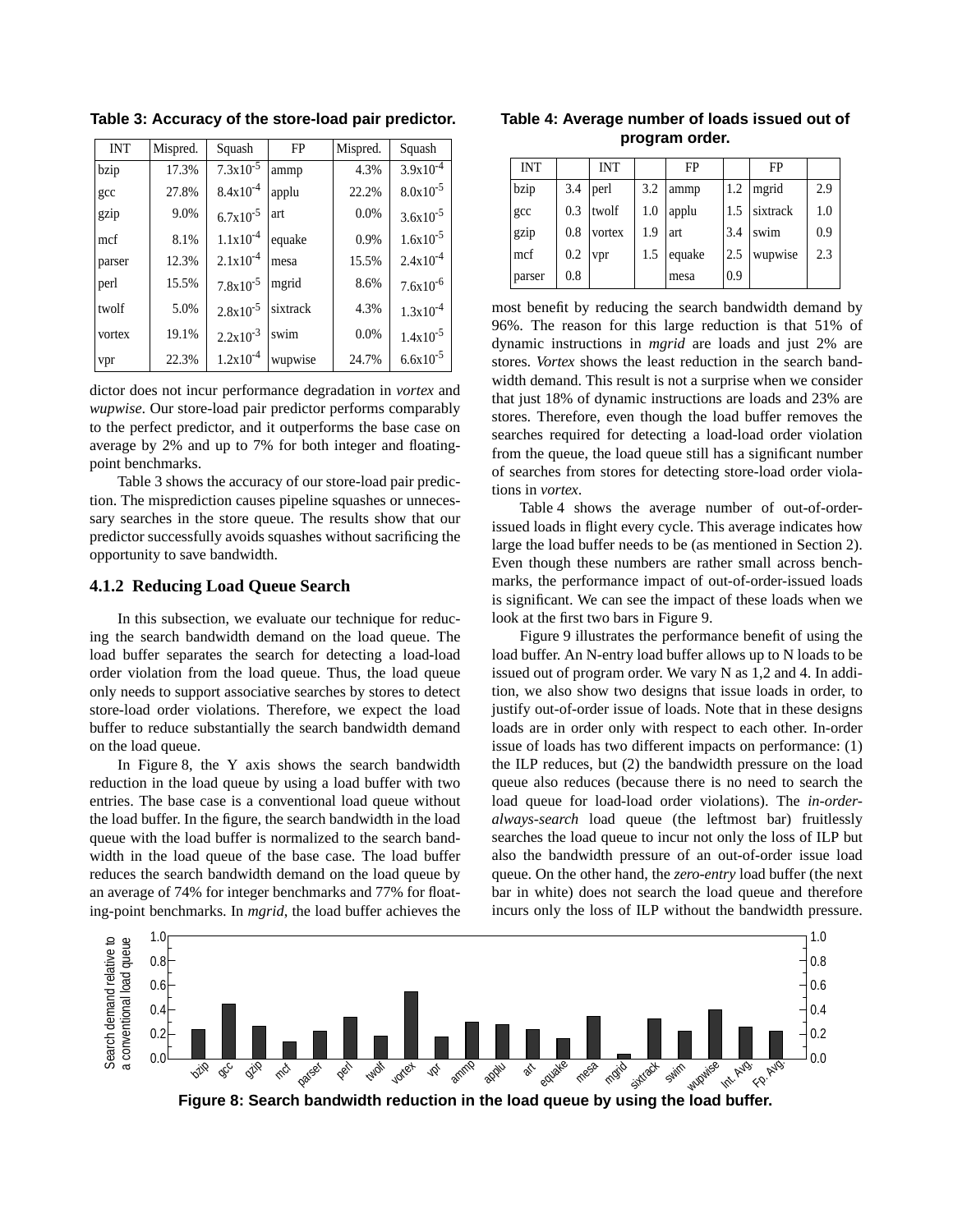**Table 3: Accuracy of the store-load pair predictor.**

| INT | Mispred. | Squash | FP | Mispred. | Squash |
|---|---|---|---|---|---|
| bzip | 17.3% | $7.3x10^{-5}$ | ammp | 4.3% | $3.9x10^{-4}$ |
| gcc | 27.8% | $8.4x10^{-4}$ | applu | 22.2% | $8.0x10^{-5}$ |
| gzip | 9.0% | $6.7x10^{-5}$ | art | 0.0% | $3.6x10^{-5}$ |
| mcf | 8.1% | $1.1x10^{-4}$ | equake | 0.9% | $1.6x10^{-5}$ |
| parser | 12.3% | $2.1x10^{-4}$ | mesa | 15.5% | $2.4x10^{-4}$ |
| perl | 15.5% | $7.8x10^{-5}$ | mgrid | 8.6% | $7.6x10^{-6}$ |
| twolf | 5.0% | $2.8x10^{-5}$ | sixtrack | 4.3% | $1.3x10^{-4}$ |
| vortex | 19.1% | $2.2x10^{-3}$ | swim | 0.0% | $1.4x10^{-5}$ |
| vpr | 22.3% | $1.2x10^{-4}$ | wupwise | 24.7% | $6.6x10^{-5}$ |

dictor does not incur performance degradation in *vortex* and *wupwise*. Our store-load pair predictor performs comparably to the perfect predictor, and it outperforms the base case on average by 2% and up to 7% for both integer and floating-point benchmarks.

Table 3 shows the accuracy of our store-load pair prediction. The misprediction causes pipeline squashes or unnecessary searches in the store queue. The results show that our predictor successfully avoids squashes without sacrificing the opportunity to save bandwidth.

### 4.1.2 Reducing Load Queue Search

In this subsection, we evaluate our technique for reducing the search bandwidth demand on the load queue. The load buffer separates the search for detecting a load-load order violation from the load queue. Thus, the load queue only needs to support associative searches by stores to detect store-load order violations. Therefore, we expect the load buffer to reduce substantially the search bandwidth demand on the load queue.

In Figure 8, the Y axis shows the search bandwidth reduction in the load queue by using a load buffer with two entries. The base case is a conventional load queue without the load buffer. In the figure, the search bandwidth in the load queue with the load buffer is normalized to the search bandwidth in the load queue of the base case. The load buffer reduces the search bandwidth demand on the load queue by an average of 74% for integer benchmarks and 77% for floating-point benchmarks. In *mgrid*, the load buffer achieves the most benefit by reducing the search bandwidth demand by 96%. The reason for this large reduction is that 51% of dynamic instructions in *mgrid* are loads and just 2% are stores. *Vortex* shows the least reduction in the search bandwidth demand. This result is not a surprise when we consider that just 18% of dynamic instructions are loads and 23% are stores. Therefore, even though the load buffer removes the searches required for detecting a load-load order violation from the queue, the load queue still has a significant number of searches from stores for detecting store-load order violations in *vortex*.

**Table 4: Average number of loads issued out of program order.**

| INT | | INT | | FP | | FP | |
|---|---|---|---|---|---|---|---|
| bzip | 3.4 | perl | 3.2 | ammp | 1.2 | mgrid | 2.9 |
| gcc | 0.3 | twolf | 1.0 | applu | 1.5 | sixtrack | 1.0 |
| gzip | 0.8 | vortex | 1.9 | art | 3.4 | swim | 0.9 |
| mcf | 0.2 | vpr | 1.5 | equake | 2.5 | wupwise | 2.3 |
| parser | 0.8 | | | mesa | 0.9 | | |

Table 4 shows the average number of out-of-order-issued loads in flight every cycle. This average indicates how large the load buffer needs to be (as mentioned in Section 2). Even though these numbers are rather small across benchmarks, the performance impact of out-of-order-issued loads is significant. We can see the impact of these loads when we look at the first two bars in Figure 9.

Figure 9 illustrates the performance benefit of using the load buffer. An N-entry load buffer allows up to N loads to be issued out of program order. We vary N as 1,2 and 4. In addition, we also show two designs that issue loads in order, to justify out-of-order issue of loads. Note that in these designs loads are in order only with respect to each other. In-order issue of loads has two different impacts on performance: (1) the ILP reduces, but (2) the bandwidth pressure on the load queue also reduces (because there is no need to search the load queue for load-load order violations). The *in-order-always-search* load queue (the leftmost bar) fruitlessly searches the load queue to incur not only the loss of ILP but also the bandwidth pressure of an out-of-order issue load queue. On the other hand, the *zero-entry* load buffer (the next bar in white) does not search the load queue and therefore incurs only the loss of ILP without the bandwidth pressure.

**Figure 8: Search bandwidth reduction in the load queue by using the load buffer.**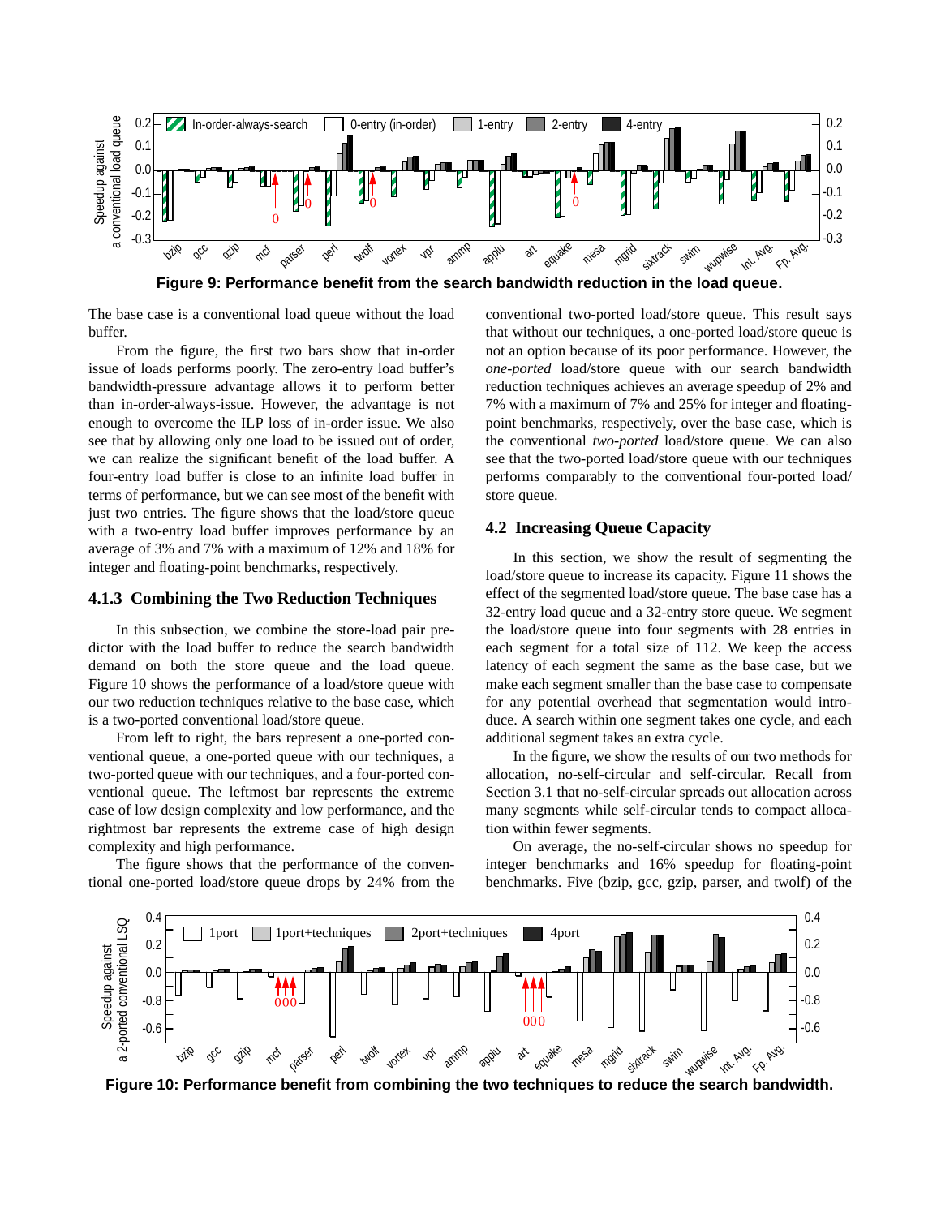Figure 9: Performance benefit from the search bandwidth reduction in the load queue.

The base case is a conventional load queue without the load buffer.

From the figure, the first two bars show that in-order issue of loads performs poorly. The zero-entry load buffer's bandwidth-pressure advantage allows it to perform better than in-order-always-issue. However, the advantage is not enough to overcome the ILP loss of in-order issue. We also see that by allowing only one load to be issued out of order, we can realize the significant benefit of the load buffer. A four-entry load buffer is close to an infinite load buffer in terms of performance, but we can see most of the benefit with just two entries. The figure shows that the load/store queue with a two-entry load buffer improves performance by an average of 3% and 7% with a maximum of 12% and 18% for integer and floating-point benchmarks, respectively.

### 4.1.3 Combining the Two Reduction Techniques

In this subsection, we combine the store-load pair predictor with the load buffer to reduce the search bandwidth demand on both the store queue and the load queue. Figure 10 shows the performance of a load/store queue with our two reduction techniques relative to the base case, which is a two-ported conventional load/store queue.

From left to right, the bars represent a one-ported conventional queue, a one-ported queue with our techniques, a two-ported queue with our techniques, and a four-ported conventional queue. The leftmost bar represents the extreme case of low design complexity and low performance, and the rightmost bar represents the extreme case of high design complexity and high performance.

The figure shows that the performance of the conventional one-ported load/store queue drops by 24% from the conventional two-ported load/store queue. This result says that without our techniques, a one-ported load/store queue is not an option because of its poor performance. However, the *one-ported* load/store queue with our search bandwidth reduction techniques achieves an average speedup of 2% and 7% with a maximum of 7% and 25% for integer and floating-point benchmarks, respectively, over the base case, which is the conventional *two-ported* load/store queue. We can also see that the two-ported load/store queue with our techniques performs comparably to the conventional four-ported load/store queue.

## 4.2 Increasing Queue Capacity

In this section, we show the result of segmenting the load/store queue to increase its capacity. Figure 11 shows the effect of the segmented load/store queue. The base case has a 32-entry load queue and a 32-entry store queue. We segment the load/store queue into four segments with 28 entries in each segment for a total size of 112. We keep the access latency of each segment the same as the base case, but we make each segment smaller than the base case to compensate for any potential overhead that segmentation would introduce. A search within one segment takes one cycle, and each additional segment takes an extra cycle.

In the figure, we show the results of our two methods for allocation, no-self-circular and self-circular. Recall from Section 3.1 that no-self-circular spreads out allocation across many segments while self-circular tends to compact allocation within fewer segments.

On average, the no-self-circular shows no speedup for integer benchmarks and 16% speedup for floating-point benchmarks. Five (bzip, gcc, gzip, parser, and twolf) of the

Figure 10: Performance benefit from combining the two techniques to reduce the search bandwidth.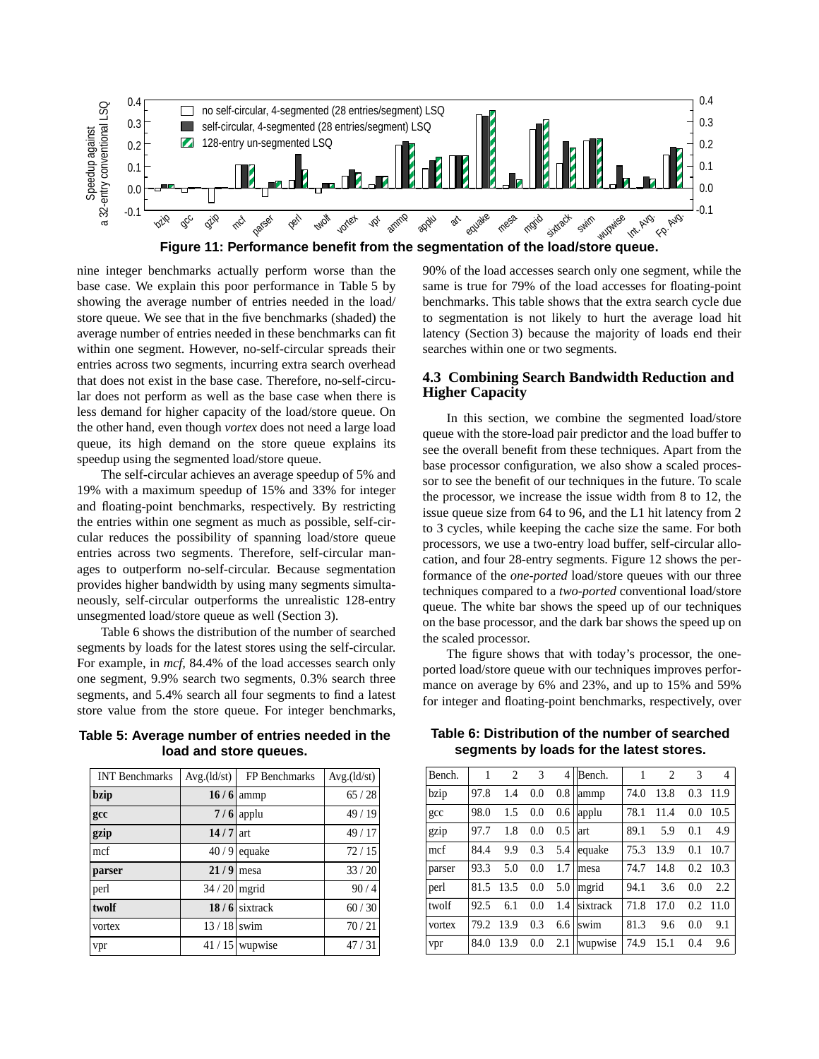**Figure 11: Performance benefit from the segmentation of the load/store queue.**

nine integer benchmarks actually perform worse than the base case. We explain this poor performance in Table 5 by showing the average number of entries needed in the load/store queue. We see that in the five benchmarks (shaded) the average number of entries needed in these benchmarks can fit within one segment. However, no-self-circular spreads their entries across two segments, incurring extra search overhead that does not exist in the base case. Therefore, no-self-circular does not perform as well as the base case when there is less demand for higher capacity of the load/store queue. On the other hand, even though *vortex* does not need a large load queue, its high demand on the store queue explains its speedup using the segmented load/store queue.

The self-circular achieves an average speedup of 5% and 19% with a maximum speedup of 15% and 33% for integer and floating-point benchmarks, respectively. By restricting the entries within one segment as much as possible, self-circular reduces the possibility of spanning load/store queue entries across two segments. Therefore, self-circular manages to outperform no-self-circular. Because segmentation provides higher bandwidth by using many segments simultaneously, self-circular outperforms the unrealistic 128-entry unsegmented load/store queue as well (Section 3).

Table 6 shows the distribution of the number of searched segments by loads for the latest stores using the self-circular. For example, in *mcf,* 84.4% of the load accesses search only one segment, 9.9% search two segments, 0.3% search three segments, and 5.4% search all four segments to find a latest store value from the store queue. For integer benchmarks, 90% of the load accesses search only one segment, while the same is true for 79% of the load accesses for floating-point benchmarks. This table shows that the extra search cycle due to segmentation is not likely to hurt the average load hit latency (Section 3) because the majority of loads end their searches within one or two segments.

**Table 5: Average number of entries needed in the load and store queues.**

| INT Benchmarks | Avg.(ld/st) | FP Benchmarks | Avg.(ld/st) |
|---|---|---|---|
| **bzip** | **16 / 6** | ammp | 65 / 28 |
| **gcc** | **7 / 6** | applu | 49 / 19 |
| **gzip** | **14 / 7** | art | 49 / 17 |
| mcf | 40 / 9 | equake | 72 / 15 |
| **parser** | **21 / 9** | mesa | 33 / 20 |
| perl | 34 / 20 | mgrid | 90 / 4 |
| **twolf** | **18 / 6** | sixtrack | 60 / 30 |
| vortex | 13 / 18 | swim | 70 / 21 |
| vpr | 41 / 15 | wupwise | 47 / 31 |

## 4.3 Combining Search Bandwidth Reduction and Higher Capacity

In this section, we combine the segmented load/store queue with the store-load pair predictor and the load buffer to see the overall benefit from these techniques. Apart from the base processor configuration, we also show a scaled processor to see the benefit of our techniques in the future. To scale the processor, we increase the issue width from 8 to 12, the issue queue size from 64 to 96, and the L1 hit latency from 2 to 3 cycles, while keeping the cache size the same. For both processors, we use a two-entry load buffer, self-circular allocation, and four 28-entry segments. Figure 12 shows the performance of the *one-ported* load/store queues with our three techniques compared to a *two-ported* conventional load/store queue. The white bar shows the speed up of our techniques on the base processor, and the dark bar shows the speed up on the scaled processor.

The figure shows that with today's processor, the one-ported load/store queue with our techniques improves performance on average by 6% and 23%, and up to 15% and 59% for integer and floating-point benchmarks, respectively, over

**Table 6: Distribution of the number of searched segments by loads for the latest stores.**

| Bench. | 1 | 2 | 3 | 4 | Bench. | 1 | 2 | 3 | 4 |
|---|---|---|---|---|---|---|---|---|---|
| bzip | 97.8 | 1.4 | 0.0 | 0.8 | ammp | 74.0 | 13.8 | 0.3 | 11.9 |
| gcc | 98.0 | 1.5 | 0.0 | 0.6 | applu | 78.1 | 11.4 | 0.0 | 10.5 |
| gzip | 97.7 | 1.8 | 0.0 | 0.5 | art | 89.1 | 5.9 | 0.1 | 4.9 |
| mcf | 84.4 | 9.9 | 0.3 | 5.4 | equake | 75.3 | 13.9 | 0.1 | 10.7 |
| parser | 93.3 | 5.0 | 0.0 | 1.7 | mesa | 74.7 | 14.8 | 0.2 | 10.3 |
| perl | 81.5 | 13.5 | 0.0 | 5.0 | mgrid | 94.1 | 3.6 | 0.0 | 2.2 |
| twolf | 92.5 | 6.1 | 0.0 | 1.4 | sixtrack | 71.8 | 17.0 | 0.2 | 11.0 |
| vortex | 79.2 | 13.9 | 0.3 | 6.6 | swim | 81.3 | 9.6 | 0.0 | 9.1 |
| vpr | 84.0 | 13.9 | 0.0 | 2.1 | wupwise | 74.9 | 15.1 | 0.4 | 9.6 |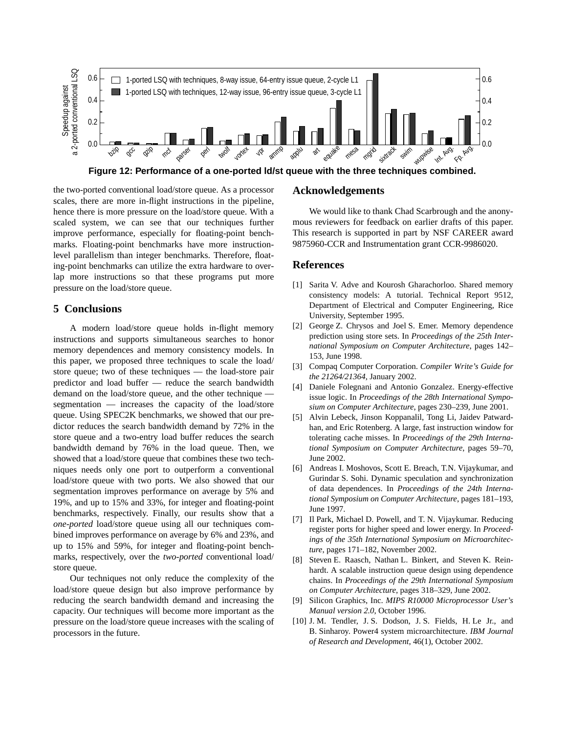Speedup against a 2-ported conventional LSQ

0.6
0.4
0.2
0.0

1-ported LSQ with techniques, 8-way issue, 64-entry issue queue, 2-cycle L1
1-ported LSQ with techniques, 12-way issue, 96-entry issue queue, 3-cycle L1

bzip gcc gzip mcf parser perl twolf vortex vpr ammp applu art equake mesa mgrid sixtrack swim wupwise Int. Avg. Fp. Avg.

**Figure 12: Performance of a one-ported ld/st queue with the three techniques combined.**

the two-ported conventional load/store queue. As a processor scales, there are more in-flight instructions in the pipeline, hence there is more pressure on the load/store queue. With a scaled system, we can see that our techniques further improve performance, especially for floating-point benchmarks. Floating-point benchmarks have more instruction-level parallelism than integer benchmarks. Therefore, floating-point benchmarks can utilize the extra hardware to overlap more instructions so that these programs put more pressure on the load/store queue.

## 5 Conclusions

A modern load/store queue holds in-flight memory instructions and supports simultaneous searches to honor memory dependences and memory consistency models. In this paper, we proposed three techniques to scale the load/store queue; two of these techniques — the load-store pair predictor and load buffer — reduce the search bandwidth demand on the load/store queue, and the other technique — segmentation — increases the capacity of the load/store queue. Using SPEC2K benchmarks, we showed that our predictor reduces the search bandwidth demand by 72% in the store queue and a two-entry load buffer reduces the search bandwidth demand by 76% in the load queue. Then, we showed that a load/store queue that combines these two techniques needs only one port to outperform a conventional load/store queue with two ports. We also showed that our segmentation improves performance on average by 5% and 19%, and up to 15% and 33%, for integer and floating-point benchmarks, respectively. Finally, our results show that a *one-ported* load/store queue using all our techniques combined improves performance on average by 6% and 23%, and up to 15% and 59%, for integer and floating-point benchmarks, respectively, over the *two-ported* conventional load/store queue.

Our techniques not only reduce the complexity of the load/store queue design but also improve performance by reducing the search bandwidth demand and increasing the capacity. Our techniques will become more important as the pressure on the load/store queue increases with the scaling of processors in the future.

## Acknowledgements

We would like to thank Chad Scarbrough and the anonymous reviewers for feedback on earlier drafts of this paper. This research is supported in part by NSF CAREER award 9875960-CCR and Instrumentation grant CCR-9986020.

## References

[1] Sarita V. Adve and Kourosh Gharachorloo. Shared memory consistency models: A tutorial. Technical Report 9512, Department of Electrical and Computer Engineering, Rice University, September 1995.

[2] George Z. Chrysos and Joel S. Emer. Memory dependence prediction using store sets. In *Proceedings of the 25th International Symposium on Computer Architecture*, pages 142–153, June 1998.

[3] Compaq Computer Corporation. *Compiler Write's Guide for the 21264/21364*, January 2002.

[4] Daniele Folegnani and Antonio Gonzalez. Energy-effective issue logic. In *Proceedings of the 28th International Symposium on Computer Architecture*, pages 230–239, June 2001.

[5] Alvin Lebeck, Jinson Koppanalil, Tong Li, Jaidev Patwardhan, and Eric Rotenberg. A large, fast instruction window for tolerating cache misses. In *Proceedings of the 29th International Symposium on Computer Architecture*, pages 59–70, June 2002.

[6] Andreas I. Moshovos, Scott E. Breach, T.N. Vijaykumar, and Gurindar S. Sohi. Dynamic speculation and synchronization of data dependences. In *Proceedings of the 24th International Symposium on Computer Architecture*, pages 181–193, June 1997.

[7] Il Park, Michael D. Powell, and T. N. Vijaykumar. Reducing register ports for higher speed and lower energy. In *Proceedings of the 35th International Symposium on Microarchitecture*, pages 171–182, November 2002.

[8] Steven E. Raasch, Nathan L. Binkert, and Steven K. Reinhardt. A scalable instruction queue design using dependence chains. In *Proceedings of the 29th International Symposium on Computer Architecture*, pages 318–329, June 2002.

[9] Silicon Graphics, Inc. *MIPS R10000 Microprocessor User's Manual version 2.0*, October 1996.

[10] J. M. Tendler, J. S. Dodson, J. S. Fields, H. Le Jr., and B. Sinharoy. Power4 system microarchitecture. *IBM Journal of Research and Development*, 46(1), October 2002.